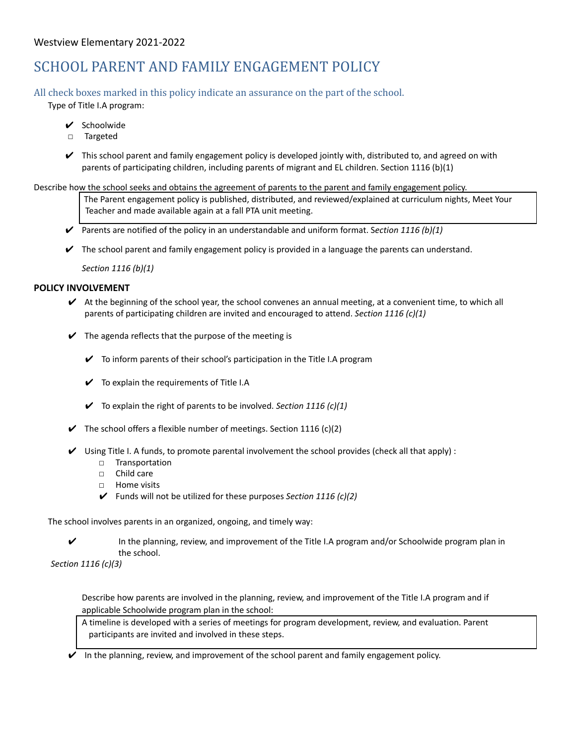Westview Elementary 2021-2022

# SCHOOL PARENT AND FAMILY ENGAGEMENT POLICY

## All check boxes marked in this policy indicate an assurance on the part of the school.

Type of Title I.A program:

- ✔ Schoolwide
- ☐ Targeted

- ✔ This school parent and family engagement policy is developed jointly with, distributed to, and agreed on with parents of participating children, including parents of migrant and EL children. Section 1116 (b)(1)

Describe how the school seeks and obtains the agreement of parents to the parent and family engagement policy.

> The Parent engagement policy is published, distributed, and reviewed/explained at curriculum nights, Meet Your Teacher and made available again at a fall PTA unit meeting.

- ✔ Parents are notified of the policy in an understandable and uniform format. *Section 1116 (b)(1)*
- ✔ The school parent and family engagement policy is provided in a language the parents can understand.

  *Section 1116 (b)(1)*

**POLICY INVOLVEMENT**

- ✔ At the beginning of the school year, the school convenes an annual meeting, at a convenient time, to which all parents of participating children are invited and encouraged to attend. *Section 1116 (c)(1)*
- ✔ The agenda reflects that the purpose of the meeting is
  - ✔ To inform parents of their school's participation in the Title I.A program
  - ✔ To explain the requirements of Title I.A
  - ✔ To explain the right of parents to be involved. *Section 1116 (c)(1)*
- ✔ The school offers a flexible number of meetings. Section 1116 (c)(2)
- ✔ Using Title I. A funds, to promote parental involvement the school provides (check all that apply) :
  - ☐ Transportation
  - ☐ Child care
  - ☐ Home visits
  - ✔ Funds will not be utilized for these purposes *Section 1116 (c)(2)*

The school involves parents in an organized, ongoing, and timely way:

- ✔ In the planning, review, and improvement of the Title I.A program and/or Schoolwide program plan in the school.

*Section 1116 (c)(3)*

Describe how parents are involved in the planning, review, and improvement of the Title I.A program and if applicable Schoolwide program plan in the school:

> A timeline is developed with a series of meetings for program development, review, and evaluation. Parent participants are invited and involved in these steps.

- ✔ In the planning, review, and improvement of the school parent and family engagement policy.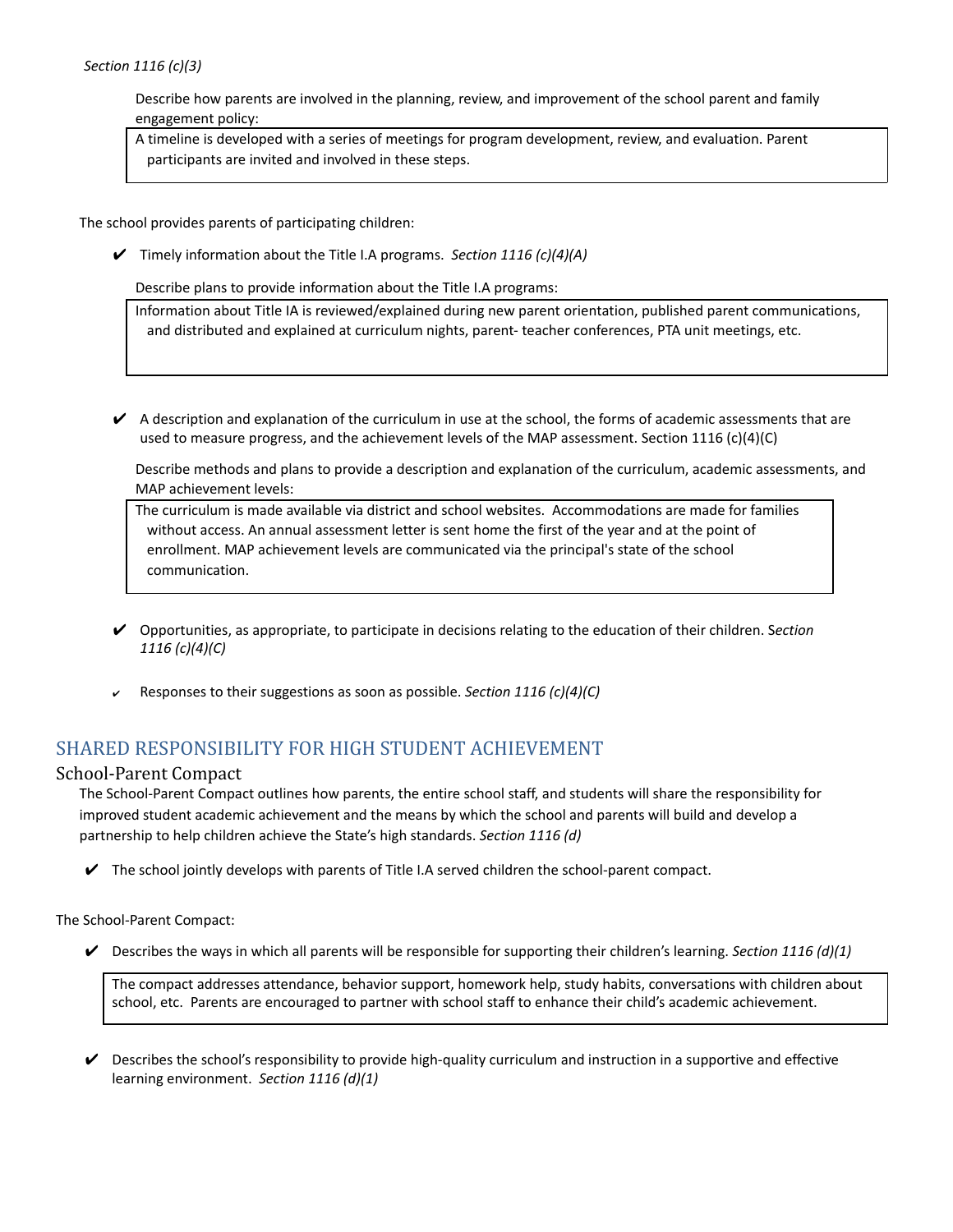*Section 1116 (c)(3)*

Describe how parents are involved in the planning, review, and improvement of the school parent and family engagement policy:

> A timeline is developed with a series of meetings for program development, review, and evaluation. Parent participants are invited and involved in these steps.

The school provides parents of participating children:

- ✔ Timely information about the Title I.A programs. *Section 1116 (c)(4)(A)*

  Describe plans to provide information about the Title I.A programs:

  > Information about Title IA is reviewed/explained during new parent orientation, published parent communications, and distributed and explained at curriculum nights, parent- teacher conferences, PTA unit meetings, etc.

- ✔ A description and explanation of the curriculum in use at the school, the forms of academic assessments that are used to measure progress, and the achievement levels of the MAP assessment. Section 1116 (c)(4)(C)

  Describe methods and plans to provide a description and explanation of the curriculum, academic assessments, and MAP achievement levels:

  > The curriculum is made available via district and school websites. Accommodations are made for families without access. An annual assessment letter is sent home the first of the year and at the point of enrollment. MAP achievement levels are communicated via the principal's state of the school communication.

- ✔ Opportunities, as appropriate, to participate in decisions relating to the education of their children. S*ection 1116 (c)(4)(C)*

- ✔ Responses to their suggestions as soon as possible. *Section 1116 (c)(4)(C)*

## SHARED RESPONSIBILITY FOR HIGH STUDENT ACHIEVEMENT

### School-Parent Compact

The School-Parent Compact outlines how parents, the entire school staff, and students will share the responsibility for improved student academic achievement and the means by which the school and parents will build and develop a partnership to help children achieve the State's high standards. *Section 1116 (d)*

- ✔ The school jointly develops with parents of Title I.A served children the school-parent compact.

The School-Parent Compact:

- ✔ Describes the ways in which all parents will be responsible for supporting their children's learning. *Section 1116 (d)(1)*

  > The compact addresses attendance, behavior support, homework help, study habits, conversations with children about school, etc. Parents are encouraged to partner with school staff to enhance their child's academic achievement.

- ✔ Describes the school's responsibility to provide high-quality curriculum and instruction in a supportive and effective learning environment. *Section 1116 (d)(1)*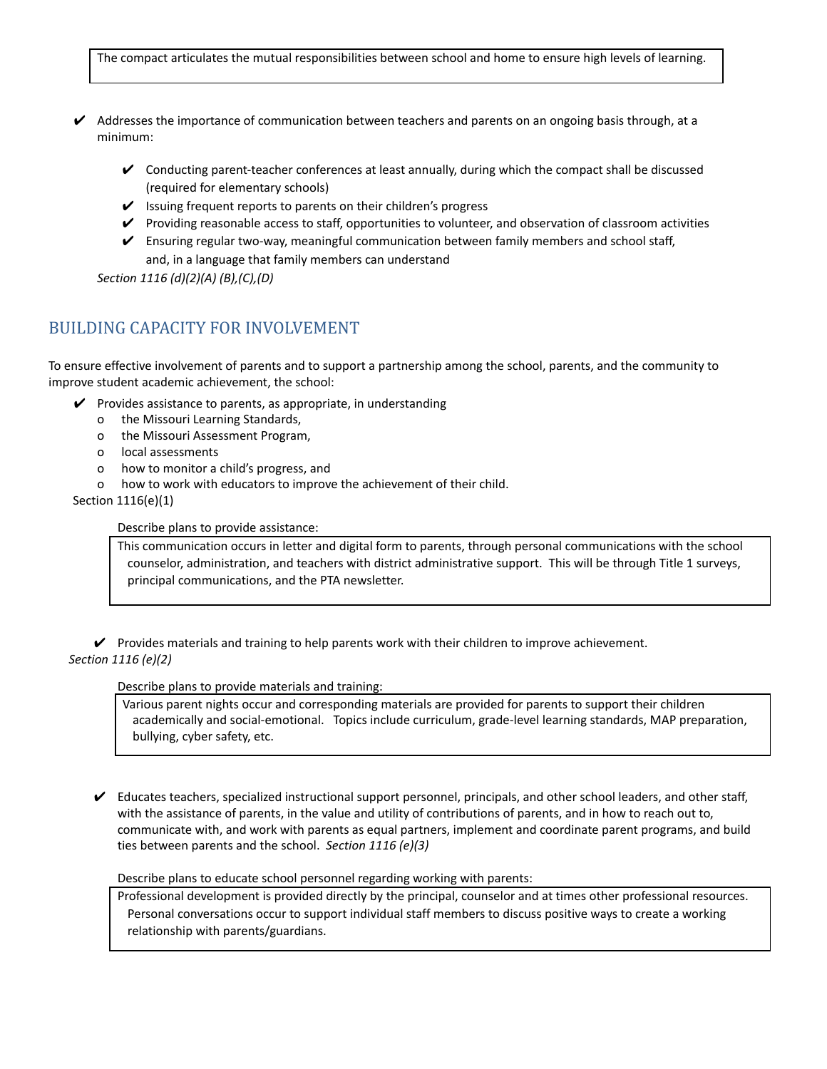> The compact articulates the mutual responsibilities between school and home to ensure high levels of learning.

- ✔ Addresses the importance of communication between teachers and parents on an ongoing basis through, at a minimum:
  - ✔ Conducting parent-teacher conferences at least annually, during which the compact shall be discussed (required for elementary schools)
  - ✔ Issuing frequent reports to parents on their children's progress
  - ✔ Providing reasonable access to staff, opportunities to volunteer, and observation of classroom activities
  - ✔ Ensuring regular two-way, meaningful communication between family members and school staff, and, in a language that family members can understand

  *Section 1116 (d)(2)(A) (B),(C),(D)*

## BUILDING CAPACITY FOR INVOLVEMENT

To ensure effective involvement of parents and to support a partnership among the school, parents, and the community to improve student academic achievement, the school:

- ✔ Provides assistance to parents, as appropriate, in understanding
  - o the Missouri Learning Standards,
  - o the Missouri Assessment Program,
  - o local assessments
  - o how to monitor a child's progress, and
  - o how to work with educators to improve the achievement of their child.

Section 1116(e)(1)

Describe plans to provide assistance:

> This communication occurs in letter and digital form to parents, through personal communications with the school counselor, administration, and teachers with district administrative support. This will be through Title 1 surveys, principal communications, and the PTA newsletter.

- ✔ Provides materials and training to help parents work with their children to improve achievement.

*Section 1116 (e)(2)*

Describe plans to provide materials and training:

> Various parent nights occur and corresponding materials are provided for parents to support their children academically and social-emotional. Topics include curriculum, grade-level learning standards, MAP preparation, bullying, cyber safety, etc.

- ✔ Educates teachers, specialized instructional support personnel, principals, and other school leaders, and other staff, with the assistance of parents, in the value and utility of contributions of parents, and in how to reach out to, communicate with, and work with parents as equal partners, implement and coordinate parent programs, and build ties between parents and the school. *Section 1116 (e)(3)*

Describe plans to educate school personnel regarding working with parents:

> Professional development is provided directly by the principal, counselor and at times other professional resources. Personal conversations occur to support individual staff members to discuss positive ways to create a working relationship with parents/guardians.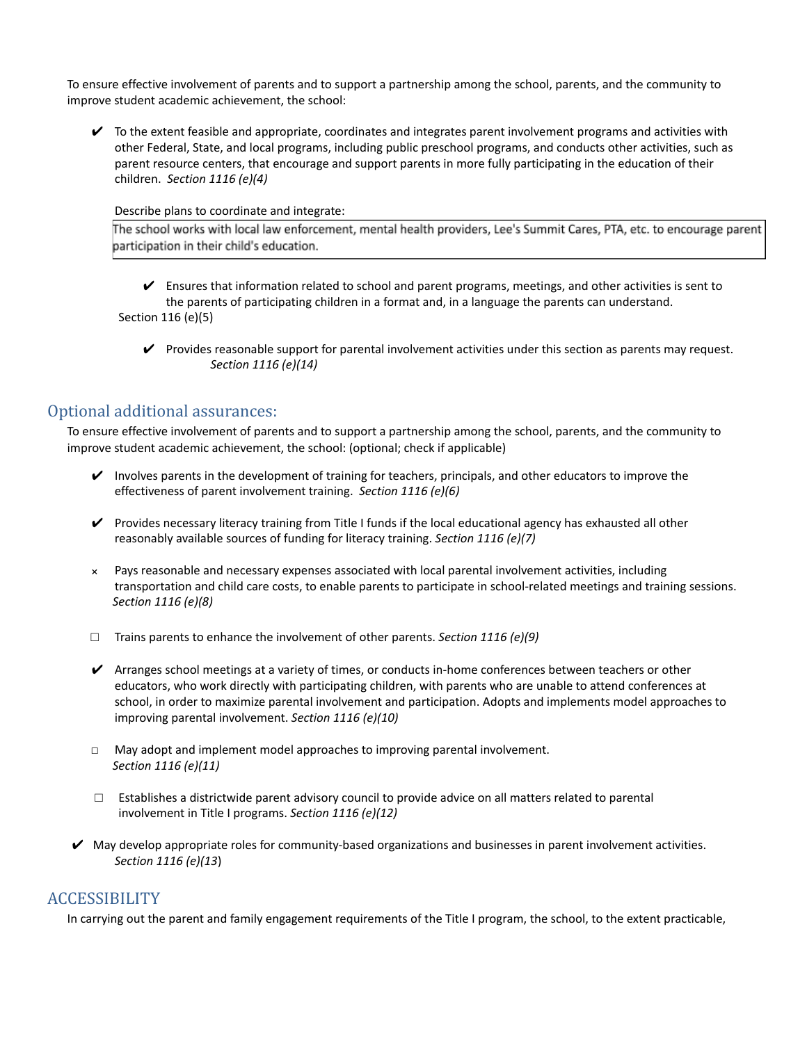To ensure effective involvement of parents and to support a partnership among the school, parents, and the community to improve student academic achievement, the school:

- ✔ To the extent feasible and appropriate, coordinates and integrates parent involvement programs and activities with other Federal, State, and local programs, including public preschool programs, and conducts other activities, such as parent resource centers, that encourage and support parents in more fully participating in the education of their children. *Section 1116 (e)(4)*

  Describe plans to coordinate and integrate:

  | The school works with local law enforcement, mental health providers, Lee's Summit Cares, PTA, etc. to encourage parent participation in their child's education. |
  |---|

  - ✔ Ensures that information related to school and parent programs, meetings, and other activities is sent to the parents of participating children in a format and, in a language the parents can understand. Section 116 (e)(5)

  - ✔ Provides reasonable support for parental involvement activities under this section as parents may request. *Section 1116 (e)(14)*

## Optional additional assurances:

To ensure effective involvement of parents and to support a partnership among the school, parents, and the community to improve student academic achievement, the school: (optional; check if applicable)

- ✔ Involves parents in the development of training for teachers, principals, and other educators to improve the effectiveness of parent involvement training. *Section 1116 (e)(6)*

- ✔ Provides necessary literacy training from Title I funds if the local educational agency has exhausted all other reasonably available sources of funding for literacy training. *Section 1116 (e)(7)*

- × Pays reasonable and necessary expenses associated with local parental involvement activities, including transportation and child care costs, to enable parents to participate in school-related meetings and training sessions. *Section 1116 (e)(8)*

- ☐ Trains parents to enhance the involvement of other parents. *Section 1116 (e)(9)*

- ✔ Arranges school meetings at a variety of times, or conducts in-home conferences between teachers or other educators, who work directly with participating children, with parents who are unable to attend conferences at school, in order to maximize parental involvement and participation. Adopts and implements model approaches to improving parental involvement. *Section 1116 (e)(10)*

- ☐ May adopt and implement model approaches to improving parental involvement. *Section 1116 (e)(11)*

- ☐ Establishes a districtwide parent advisory council to provide advice on all matters related to parental involvement in Title I programs. *Section 1116 (e)(12)*

- ✔ May develop appropriate roles for community-based organizations and businesses in parent involvement activities. *Section 1116 (e)(13)*

## ACCESSIBILITY

In carrying out the parent and family engagement requirements of the Title I program, the school, to the extent practicable,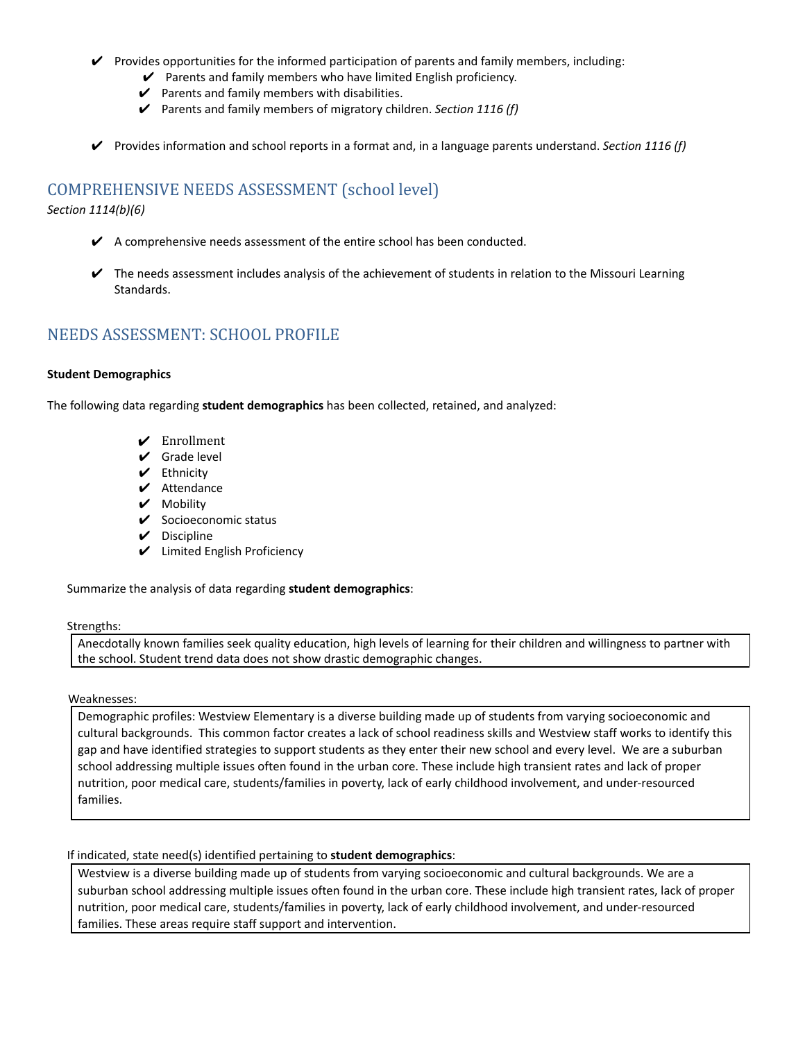- ✔ Provides opportunities for the informed participation of parents and family members, including:
    - ✔ Parents and family members who have limited English proficiency.
    - ✔ Parents and family members with disabilities.
    - ✔ Parents and family members of migratory children. *Section 1116 (f)*

- ✔ Provides information and school reports in a format and, in a language parents understand. *Section 1116 (f)*

## COMPREHENSIVE NEEDS ASSESSMENT (school level)

*Section 1114(b)(6)*

- ✔ A comprehensive needs assessment of the entire school has been conducted.

- ✔ The needs assessment includes analysis of the achievement of students in relation to the Missouri Learning Standards.

## NEEDS ASSESSMENT: SCHOOL PROFILE

**Student Demographics**

The following data regarding **student demographics** has been collected, retained, and analyzed:

- ✔ Enrollment
- ✔ Grade level
- ✔ Ethnicity
- ✔ Attendance
- ✔ Mobility
- ✔ Socioeconomic status
- ✔ Discipline
- ✔ Limited English Proficiency

Summarize the analysis of data regarding **student demographics**:

Strengths:

| Anecdotally known families seek quality education, high levels of learning for their children and willingness to partner with the school. Student trend data does not show drastic demographic changes. |
|---|

Weaknesses:

| Demographic profiles: Westview Elementary is a diverse building made up of students from varying socioeconomic and cultural backgrounds. This common factor creates a lack of school readiness skills and Westview staff works to identify this gap and have identified strategies to support students as they enter their new school and every level. We are a suburban school addressing multiple issues often found in the urban core. These include high transient rates and lack of proper nutrition, poor medical care, students/families in poverty, lack of early childhood involvement, and under-resourced families. |
|---|

If indicated, state need(s) identified pertaining to **student demographics**:

| Westview is a diverse building made up of students from varying socioeconomic and cultural backgrounds. We are a suburban school addressing multiple issues often found in the urban core. These include high transient rates, lack of proper nutrition, poor medical care, students/families in poverty, lack of early childhood involvement, and under-resourced families. These areas require staff support and intervention. |
|---|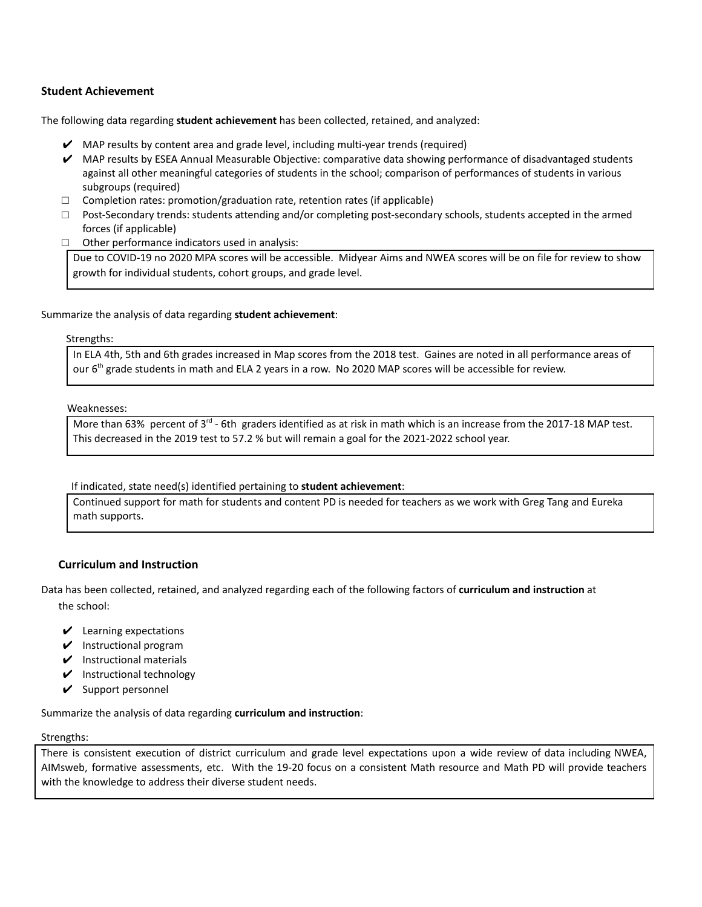### Student Achievement

The following data regarding **student achievement** has been collected, retained, and analyzed:

- ✔ MAP results by content area and grade level, including multi-year trends (required)
- ✔ MAP results by ESEA Annual Measurable Objective: comparative data showing performance of disadvantaged students against all other meaningful categories of students in the school; comparison of performances of students in various subgroups (required)
- ☐ Completion rates: promotion/graduation rate, retention rates (if applicable)
- ☐ Post-Secondary trends: students attending and/or completing post-secondary schools, students accepted in the armed forces (if applicable)
- ☐ Other performance indicators used in analysis:

Due to COVID-19 no 2020 MPA scores will be accessible. Midyear Aims and NWEA scores will be on file for review to show growth for individual students, cohort groups, and grade level.

Summarize the analysis of data regarding **student achievement**:

Strengths:

In ELA 4th, 5th and 6th grades increased in Map scores from the 2018 test. Gaines are noted in all performance areas of our 6th grade students in math and ELA 2 years in a row. No 2020 MAP scores will be accessible for review.

Weaknesses:

More than 63% percent of 3rd - 6th graders identified as at risk in math which is an increase from the 2017-18 MAP test. This decreased in the 2019 test to 57.2 % but will remain a goal for the 2021-2022 school year.

If indicated, state need(s) identified pertaining to **student achievement**:

Continued support for math for students and content PD is needed for teachers as we work with Greg Tang and Eureka math supports.

### Curriculum and Instruction

Data has been collected, retained, and analyzed regarding each of the following factors of **curriculum and instruction** at the school:

- ✔ Learning expectations
- ✔ Instructional program
- ✔ Instructional materials
- ✔ Instructional technology
- ✔ Support personnel

Summarize the analysis of data regarding **curriculum and instruction**:

Strengths:

There is consistent execution of district curriculum and grade level expectations upon a wide review of data including NWEA, AIMsweb, formative assessments, etc. With the 19-20 focus on a consistent Math resource and Math PD will provide teachers with the knowledge to address their diverse student needs.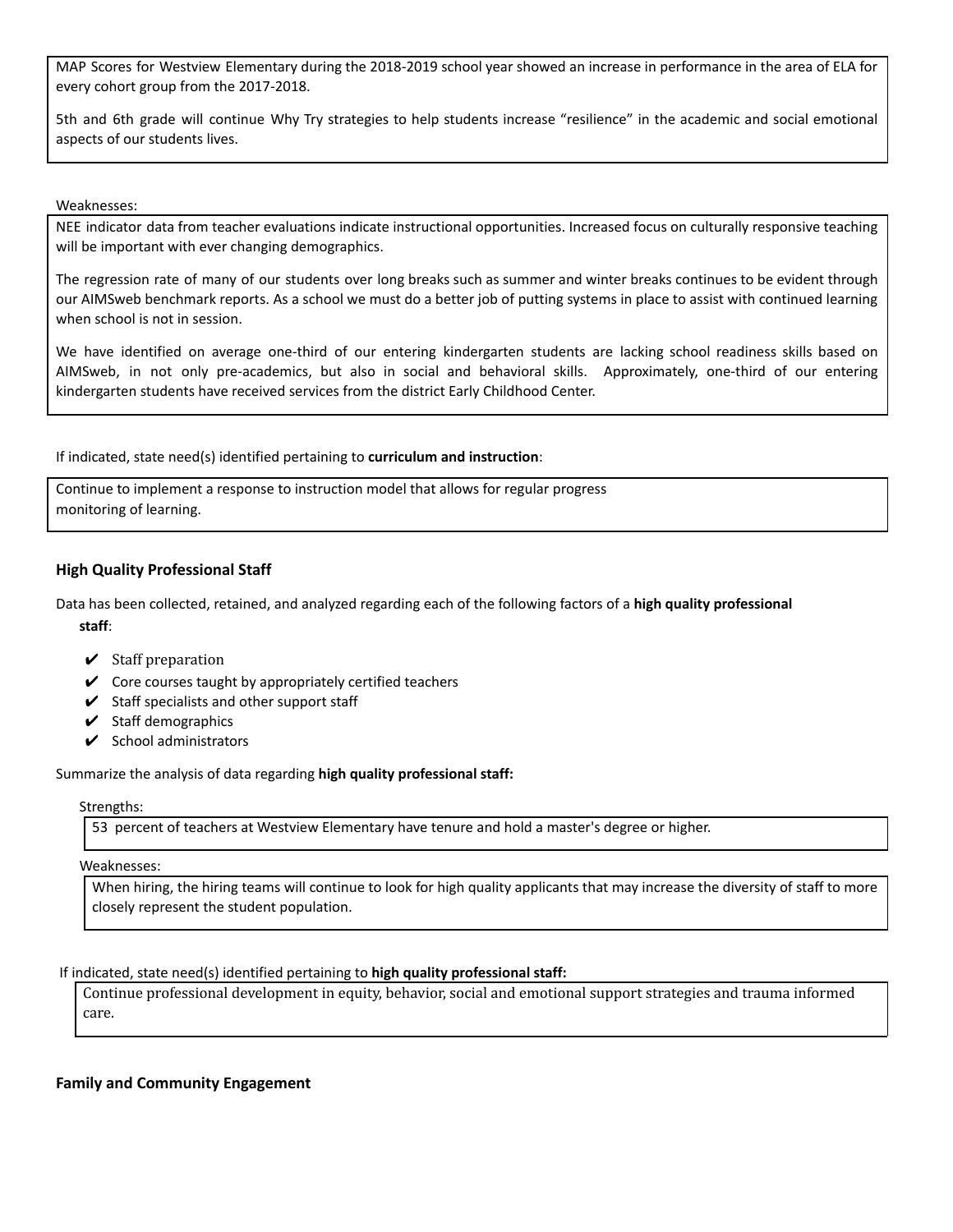MAP Scores for Westview Elementary during the 2018-2019 school year showed an increase in performance in the area of ELA for every cohort group from the 2017-2018.

5th and 6th grade will continue Why Try strategies to help students increase "resilience" in the academic and social emotional aspects of our students lives.

Weaknesses:

NEE indicator data from teacher evaluations indicate instructional opportunities. Increased focus on culturally responsive teaching will be important with ever changing demographics.

The regression rate of many of our students over long breaks such as summer and winter breaks continues to be evident through our AIMSweb benchmark reports. As a school we must do a better job of putting systems in place to assist with continued learning when school is not in session.

We have identified on average one-third of our entering kindergarten students are lacking school readiness skills based on AIMSweb, in not only pre-academics, but also in social and behavioral skills. Approximately, one-third of our entering kindergarten students have received services from the district Early Childhood Center.

If indicated, state need(s) identified pertaining to **curriculum and instruction**:

Continue to implement a response to instruction model that allows for regular progress monitoring of learning.

### High Quality Professional Staff

Data has been collected, retained, and analyzed regarding each of the following factors of a **high quality professional staff**:

- ✔ Staff preparation
- ✔ Core courses taught by appropriately certified teachers
- ✔ Staff specialists and other support staff
- ✔ Staff demographics
- ✔ School administrators

Summarize the analysis of data regarding **high quality professional staff:**

Strengths:

53 percent of teachers at Westview Elementary have tenure and hold a master's degree or higher.

Weaknesses:

When hiring, the hiring teams will continue to look for high quality applicants that may increase the diversity of staff to more closely represent the student population.

If indicated, state need(s) identified pertaining to **high quality professional staff:**

Continue professional development in equity, behavior, social and emotional support strategies and trauma informed care.

### Family and Community Engagement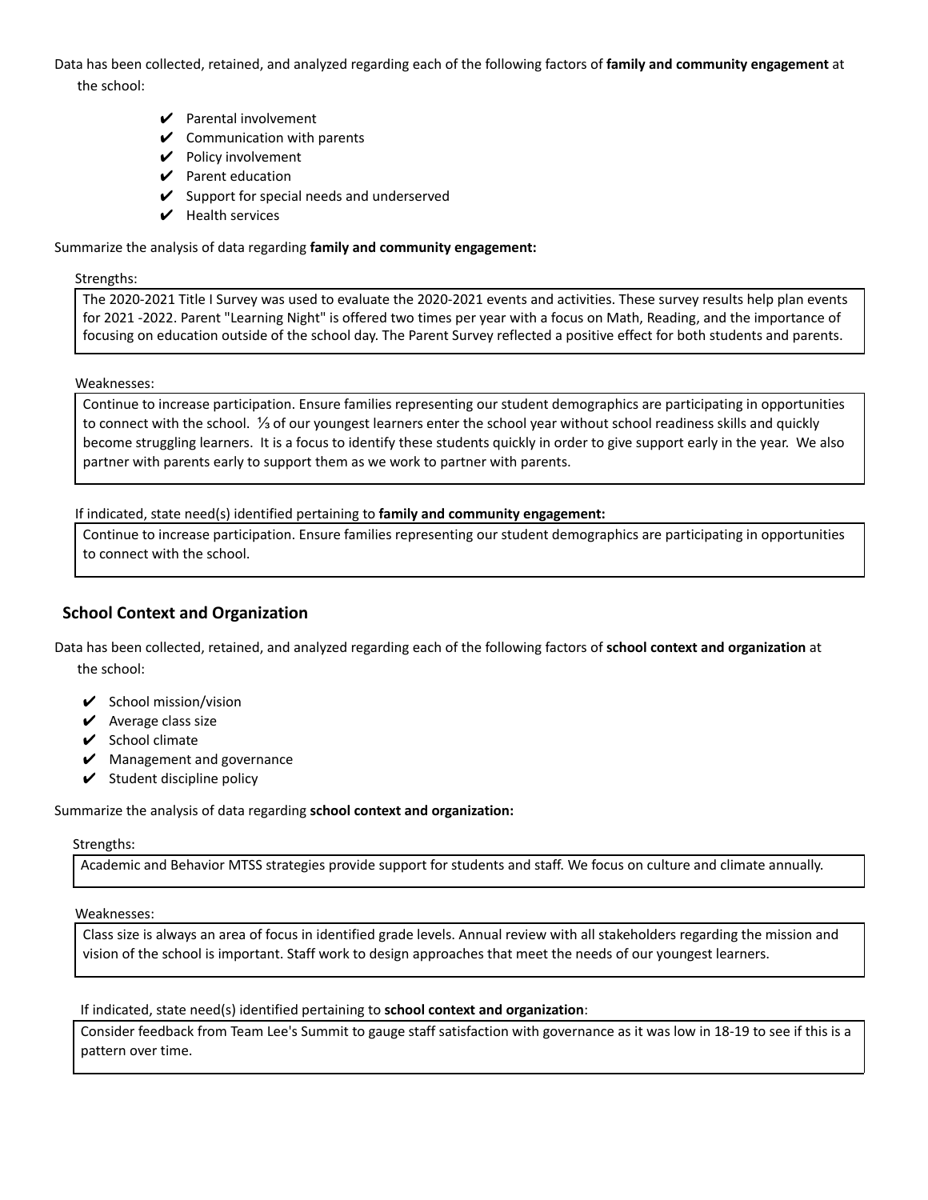Data has been collected, retained, and analyzed regarding each of the following factors of **family and community engagement** at the school:

- ✔ Parental involvement
- ✔ Communication with parents
- ✔ Policy involvement
- ✔ Parent education
- ✔ Support for special needs and underserved
- ✔ Health services

Summarize the analysis of data regarding **family and community engagement:**

Strengths:

The 2020-2021 Title I Survey was used to evaluate the 2020-2021 events and activities. These survey results help plan events for 2021 -2022. Parent "Learning Night" is offered two times per year with a focus on Math, Reading, and the importance of focusing on education outside of the school day. The Parent Survey reflected a positive effect for both students and parents.

Weaknesses:

Continue to increase participation. Ensure families representing our student demographics are participating in opportunities to connect with the school. ⅓ of our youngest learners enter the school year without school readiness skills and quickly become struggling learners. It is a focus to identify these students quickly in order to give support early in the year. We also partner with parents early to support them as we work to partner with parents.

If indicated, state need(s) identified pertaining to **family and community engagement:**

Continue to increase participation. Ensure families representing our student demographics are participating in opportunities to connect with the school.

## School Context and Organization

Data has been collected, retained, and analyzed regarding each of the following factors of **school context and organization** at the school:

- ✔ School mission/vision
- ✔ Average class size
- ✔ School climate
- ✔ Management and governance
- ✔ Student discipline policy

Summarize the analysis of data regarding **school context and organization:**

Strengths:

Academic and Behavior MTSS strategies provide support for students and staff. We focus on culture and climate annually.

Weaknesses:

Class size is always an area of focus in identified grade levels. Annual review with all stakeholders regarding the mission and vision of the school is important. Staff work to design approaches that meet the needs of our youngest learners.

If indicated, state need(s) identified pertaining to **school context and organization**:

Consider feedback from Team Lee's Summit to gauge staff satisfaction with governance as it was low in 18-19 to see if this is a pattern over time.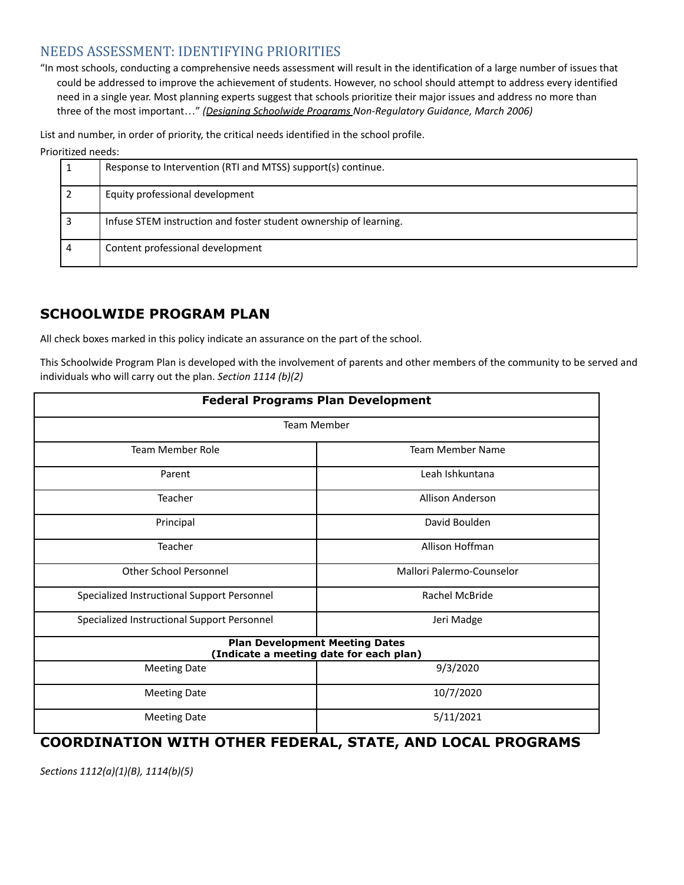## NEEDS ASSESSMENT: IDENTIFYING PRIORITIES

"In most schools, conducting a comprehensive needs assessment will result in the identification of a large number of issues that could be addressed to improve the achievement of students. However, no school should attempt to address every identified need in a single year. Most planning experts suggest that schools prioritize their major issues and address no more than three of the most important…" *(Designing Schoolwide Programs Non-Regulatory Guidance, March 2006)*

List and number, in order of priority, the critical needs identified in the school profile.

Prioritized needs:

| | |
|---|---|
| 1 | Response to Intervention (RTI and MTSS) support(s) continue. |
| 2 | Equity professional development |
| 3 | Infuse STEM instruction and foster student ownership of learning. |
| 4 | Content professional development |

## SCHOOLWIDE PROGRAM PLAN

All check boxes marked in this policy indicate an assurance on the part of the school.

This Schoolwide Program Plan is developed with the involvement of parents and other members of the community to be served and individuals who will carry out the plan. *Section 1114 (b)(2)*

| **Federal Programs Plan Development** | |
|---|---|
| Team Member | |
| Team Member Role | Team Member Name |
| Parent | Leah Ishkuntana |
| Teacher | Allison Anderson |
| Principal | David Boulden |
| Teacher | Allison Hoffman |
| Other School Personnel | Mallori Palermo-Counselor |
| Specialized Instructional Support Personnel | Rachel McBride |
| Specialized Instructional Support Personnel | Jeri Madge |
| **Plan Development Meeting Dates (Indicate a meeting date for each plan)** | |
| Meeting Date | 9/3/2020 |
| Meeting Date | 10/7/2020 |
| Meeting Date | 5/11/2021 |

## COORDINATION WITH OTHER FEDERAL, STATE, AND LOCAL PROGRAMS

*Sections 1112(a)(1)(B), 1114(b)(5)*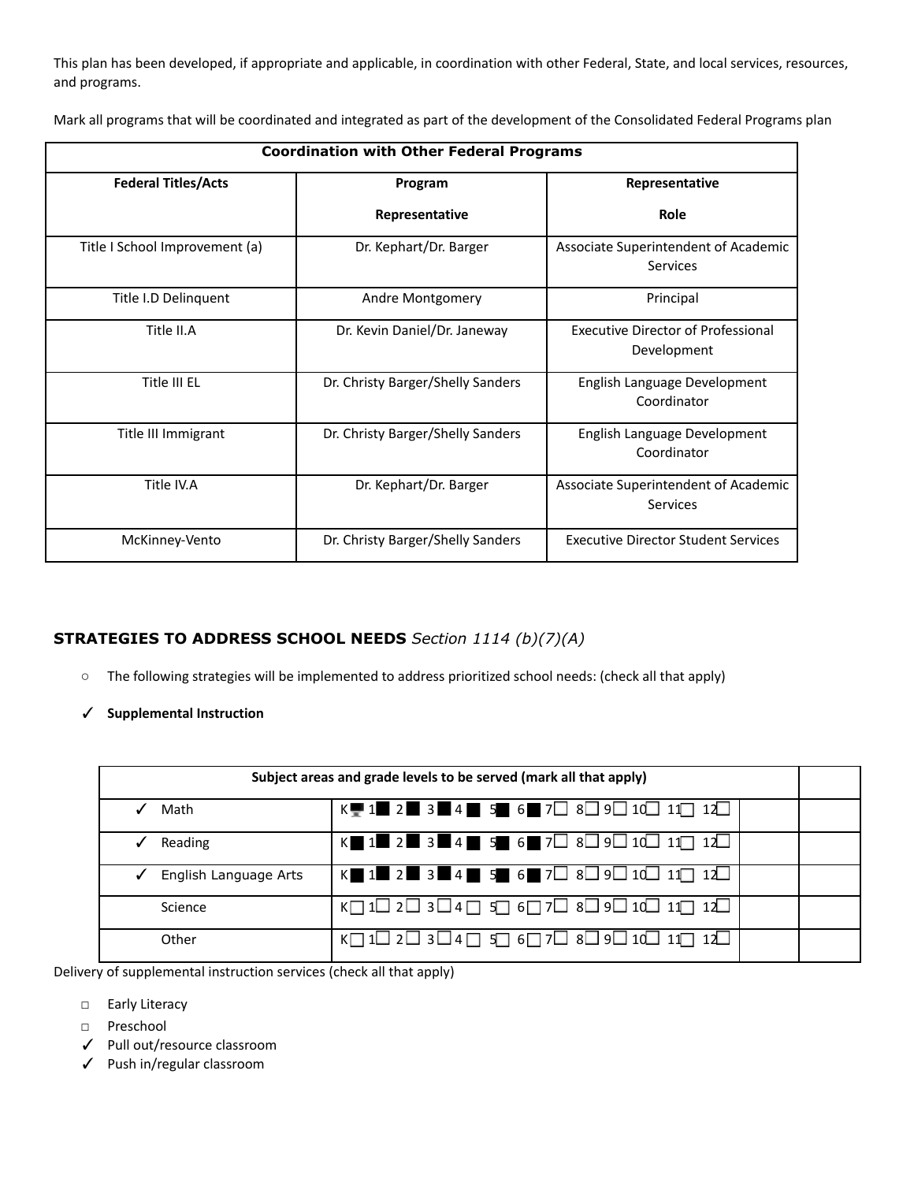This plan has been developed, if appropriate and applicable, in coordination with other Federal, State, and local services, resources, and programs.

Mark all programs that will be coordinated and integrated as part of the development of the Consolidated Federal Programs plan

| Coordination with Other Federal Programs | | |
|---|---|---|
| **Federal Titles/Acts** | **Program Representative** | **Representative Role** |
| Title I School Improvement (a) | Dr. Kephart/Dr. Barger | Associate Superintendent of Academic Services |
| Title I.D Delinquent | Andre Montgomery | Principal |
| Title II.A | Dr. Kevin Daniel/Dr. Janeway | Executive Director of Professional Development |
| Title III EL | Dr. Christy Barger/Shelly Sanders | English Language Development Coordinator |
| Title III Immigrant | Dr. Christy Barger/Shelly Sanders | English Language Development Coordinator |
| Title IV.A | Dr. Kephart/Dr. Barger | Associate Superintendent of Academic Services |
| McKinney-Vento | Dr. Christy Barger/Shelly Sanders | Executive Director Student Services |

### **STRATEGIES TO ADDRESS SCHOOL NEEDS** *Section 1114 (b)(7)(A)*

- The following strategies will be implemented to address prioritized school needs: (check all that apply)

✓ **Supplemental Instruction**

| Subject areas and grade levels to be served (mark all that apply) | | | |
|---|---|---|---|
| ✓ Math | K■ 1■ 2■ 3■ 4■ 5■ 6■ 7☐ 8☐ 9☐ 10☐ 11☐ 12☐ | | |
| ✓ Reading | K■ 1■ 2■ 3■ 4■ 5■ 6■ 7☐ 8☐ 9☐ 10☐ 11☐ 12☐ | | |
| ✓ English Language Arts | K■ 1■ 2■ 3■ 4■ 5■ 6■ 7☐ 8☐ 9☐ 10☐ 11☐ 12☐ | | |
| Science | K☐ 1☐ 2☐ 3☐ 4☐ 5☐ 6☐ 7☐ 8☐ 9☐ 10☐ 11☐ 12☐ | | |
| Other | K☐ 1☐ 2☐ 3☐ 4☐ 5☐ 6☐ 7☐ 8☐ 9☐ 10☐ 11☐ 12☐ | | |

Delivery of supplemental instruction services (check all that apply)

- ☐ Early Literacy
- ☐ Preschool
- ✓ Pull out/resource classroom
- ✓ Push in/regular classroom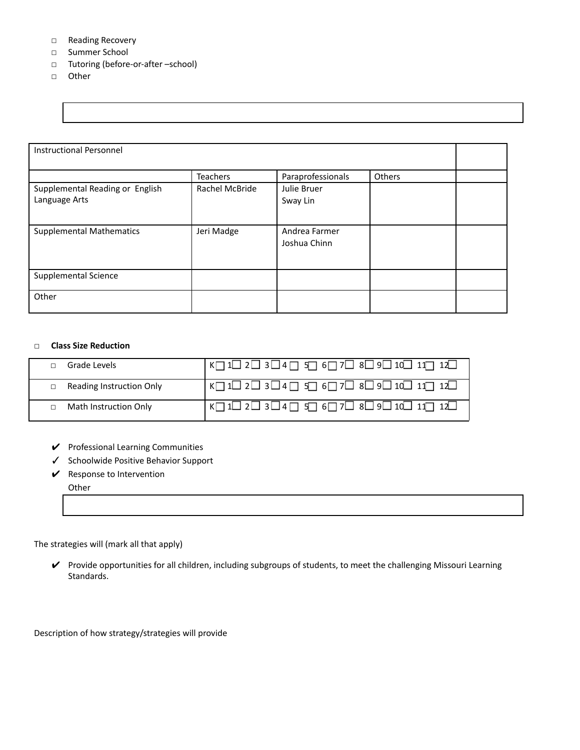- □ Reading Recovery
- □ Summer School
- □ Tutoring (before-or-after –school)
- □ Other

| |
|---|
| |

| Instructional Personnel | | | | |
|---|---|---|---|---|
| | Teachers | Paraprofessionals | Others | |
| Supplemental Reading or English Language Arts | Rachel McBride | Julie Bruer<br>Sway Lin | | |
| Supplemental Mathematics | Jeri Madge | Andrea Farmer<br>Joshua Chinn | | |
| Supplemental Science | | | | |
| Other | | | | |

□ **Class Size Reduction**

| | |
|---|---|
| □ Grade Levels | K☐ 1☐ 2☐ 3☐ 4☐ 5☐ 6☐ 7☐ 8☐ 9☐ 10☐ 11☐ 12☐ |
| □ Reading Instruction Only | K☐ 1☐ 2☐ 3☐ 4☐ 5☐ 6☐ 7☐ 8☐ 9☐ 10☐ 11☐ 12☐ |
| □ Math Instruction Only | K☐ 1☐ 2☐ 3☐ 4☐ 5☐ 6☐ 7☐ 8☐ 9☐ 10☐ 11☐ 12☐ |

- ✔ Professional Learning Communities
- ✓ Schoolwide Positive Behavior Support
- ✔ Response to Intervention

Other

| |
|---|
| |

The strategies will (mark all that apply)

- ✔ Provide opportunities for all children, including subgroups of students, to meet the challenging Missouri Learning Standards.

Description of how strategy/strategies will provide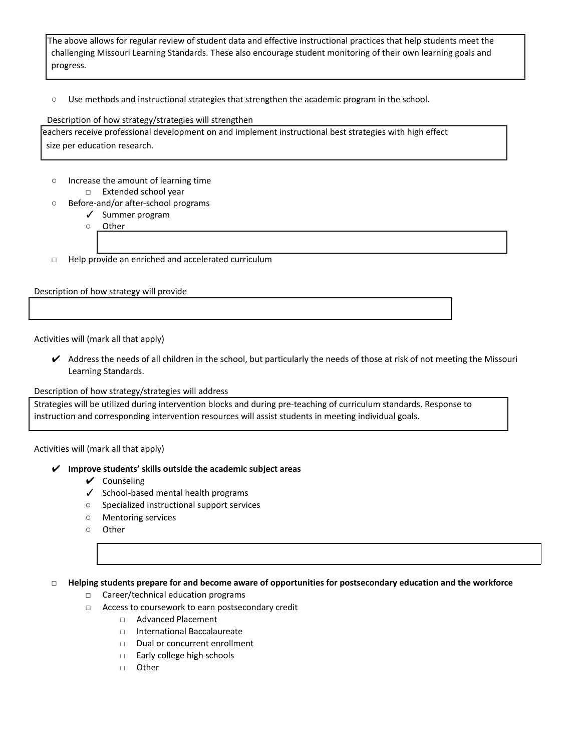The above allows for regular review of student data and effective instructional practices that help students meet the challenging Missouri Learning Standards. These also encourage student monitoring of their own learning goals and progress.

- ○ Use methods and instructional strategies that strengthen the academic program in the school.

Description of how strategy/strategies will strengthen

Teachers receive professional development on and implement instructional best strategies with high effect size per education research.

- ○ Increase the amount of learning time
  - □ Extended school year
- ○ Before-and/or after-school programs
  - ✓ Summer program
  - ○ Other

- □ Help provide an enriched and accelerated curriculum

Description of how strategy will provide

Activities will (mark all that apply)

- ✔ Address the needs of all children in the school, but particularly the needs of those at risk of not meeting the Missouri Learning Standards.

Description of how strategy/strategies will address

Strategies will be utilized during intervention blocks and during pre-teaching of curriculum standards. Response to instruction and corresponding intervention resources will assist students in meeting individual goals.

Activities will (mark all that apply)

- ✔ **Improve students' skills outside the academic subject areas**
  - ✔ Counseling
  - ✓ School-based mental health programs
  - ○ Specialized instructional support services
  - ○ Mentoring services
  - ○ Other

- □ **Helping students prepare for and become aware of opportunities for postsecondary education and the workforce**
  - □ Career/technical education programs
  - □ Access to coursework to earn postsecondary credit
    - □ Advanced Placement
    - □ International Baccalaureate
    - □ Dual or concurrent enrollment
    - □ Early college high schools
    - □ Other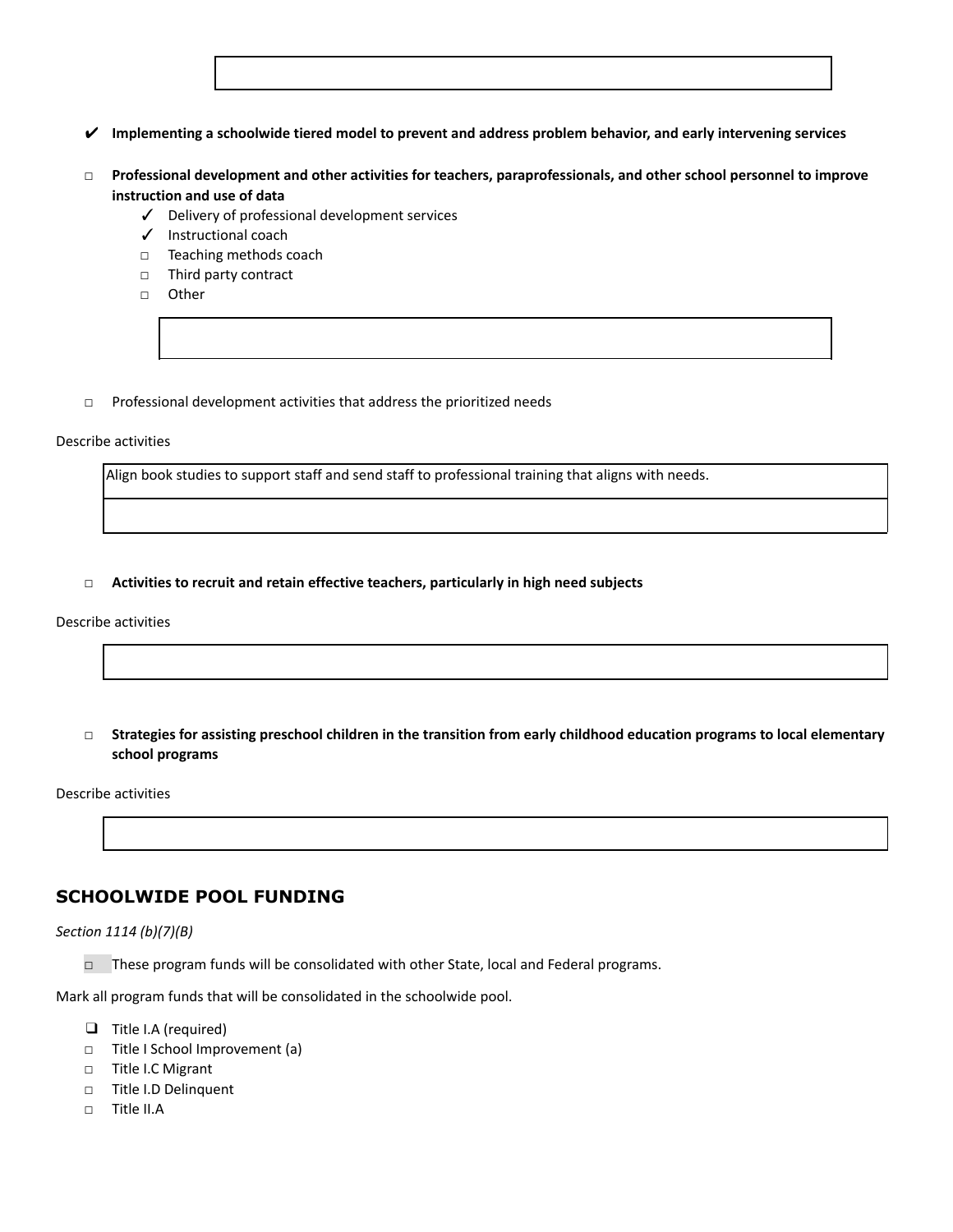- ✔ **Implementing a schoolwide tiered model to prevent and address problem behavior, and early intervening services**

- ☐ **Professional development and other activities for teachers, paraprofessionals, and other school personnel to improve instruction and use of data**
  - ✓ Delivery of professional development services
  - ✓ Instructional coach
  - ☐ Teaching methods coach
  - ☐ Third party contract
  - ☐ Other

- ☐ Professional development activities that address the prioritized needs

Describe activities

| Align book studies to support staff and send staff to professional training that aligns with needs. |
|---|
| |

- ☐ **Activities to recruit and retain effective teachers, particularly in high need subjects**

Describe activities

- ☐ **Strategies for assisting preschool children in the transition from early childhood education programs to local elementary school programs**

Describe activities

## SCHOOLWIDE POOL FUNDING

*Section 1114 (b)(7)(B)*

- ☐ These program funds will be consolidated with other State, local and Federal programs.

Mark all program funds that will be consolidated in the schoolwide pool.

- ☐ Title I.A (required)
- ☐ Title I School Improvement (a)
- ☐ Title I.C Migrant
- ☐ Title I.D Delinquent
- ☐ Title II.A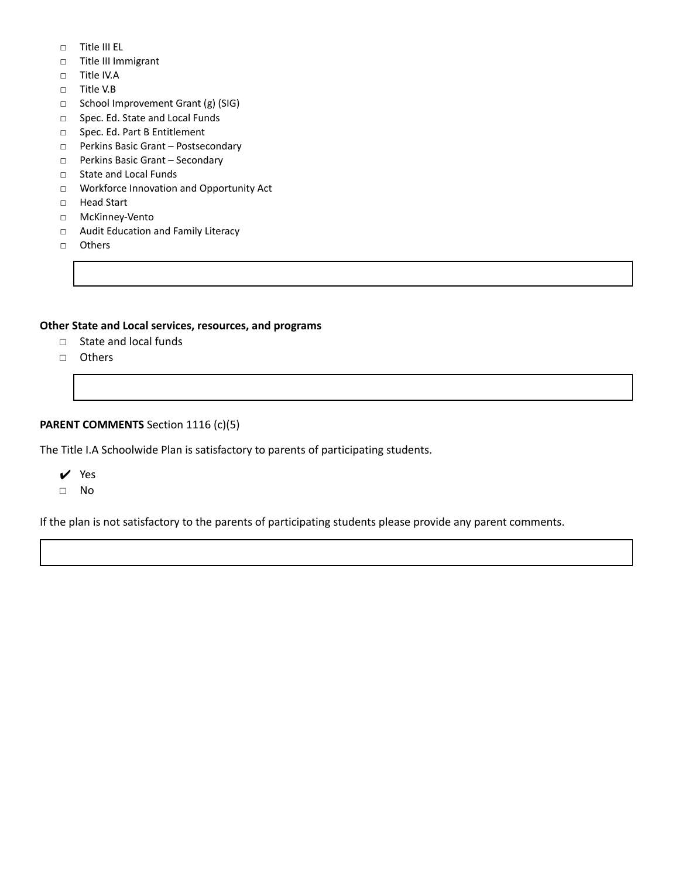- ☐ Title III EL
- ☐ Title III Immigrant
- ☐ Title IV.A
- ☐ Title V.B
- ☐ School Improvement Grant (g) (SIG)
- ☐ Spec. Ed. State and Local Funds
- ☐ Spec. Ed. Part B Entitlement
- ☐ Perkins Basic Grant – Postsecondary
- ☐ Perkins Basic Grant – Secondary
- ☐ State and Local Funds
- ☐ Workforce Innovation and Opportunity Act
- ☐ Head Start
- ☐ McKinney-Vento
- ☐ Audit Education and Family Literacy
- ☐ Others

**Other State and Local services, resources, and programs**

- ☐ State and local funds
- ☐ Others

**PARENT COMMENTS** Section 1116 (c)(5)

The Title I.A Schoolwide Plan is satisfactory to parents of participating students.

- ✔ Yes
- ☐ No

If the plan is not satisfactory to the parents of participating students please provide any parent comments.